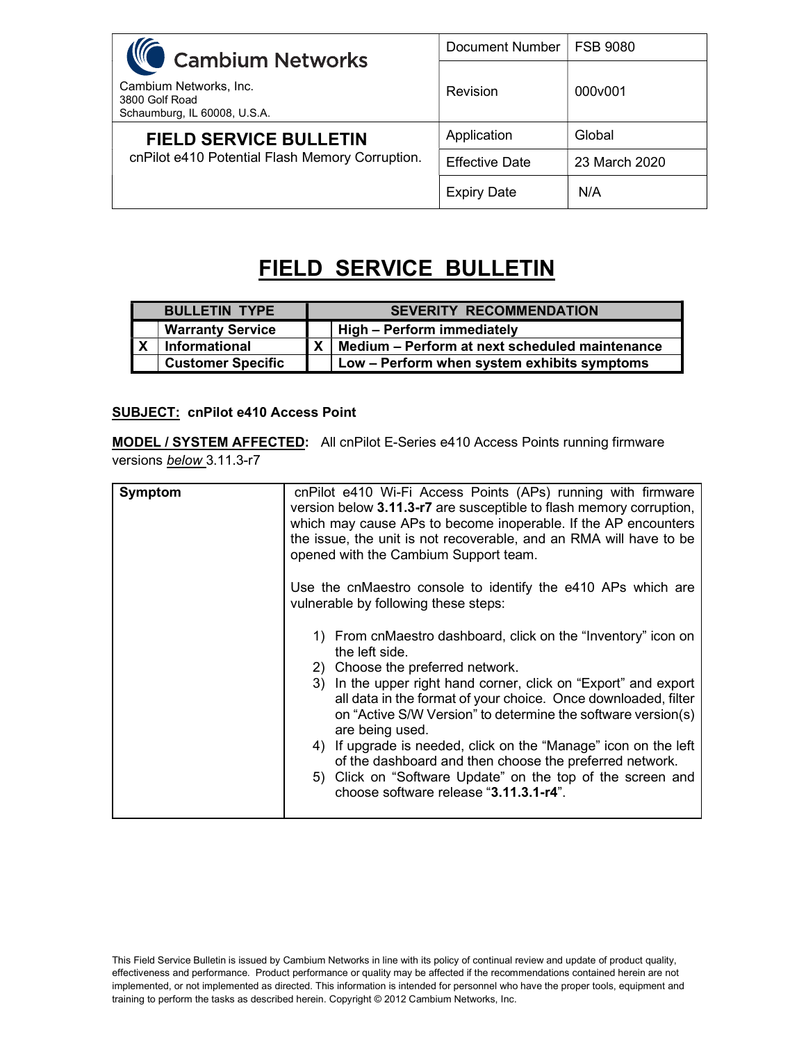| Cambium Networks<br>Cambium Networks, Inc.<br>3800 Golf Road<br>Schaumburg, IL 60008, U.S.A. | Document Number | FSB 9080 |
|---|---|---|
| | Revision | 000v001 |
| **FIELD SERVICE BULLETIN**<br>cnPilot e410 Potential Flash Memory Corruption. | Application | Global |
| | Effective Date | 23 March 2020 |
| | Expiry Date | N/A |

# FIELD SERVICE BULLETIN

| | BULLETIN TYPE | | SEVERITY RECOMMENDATION |
|---|---|---|---|
| | **Warranty Service** | | **High – Perform immediately** |
| X | **Informational** | X | **Medium – Perform at next scheduled maintenance** |
| | **Customer Specific** | | **Low – Perform when system exhibits symptoms** |

**SUBJECT: cnPilot e410 Access Point**

**MODEL / SYSTEM AFFECTED:** All cnPilot E-Series e410 Access Points running firmware versions *below* 3.11.3-r7

| **Symptom** | cnPilot e410 Wi-Fi Access Points (APs) running with firmware version below **3.11.3-r7** are susceptible to flash memory corruption, which may cause APs to become inoperable. If the AP encounters the issue, the unit is not recoverable, and an RMA will have to be opened with the Cambium Support team.<br><br>Use the cnMaestro console to identify the e410 APs which are vulnerable by following these steps:<br><br>1) From cnMaestro dashboard, click on the "Inventory" icon on the left side.<br>2) Choose the preferred network.<br>3) In the upper right hand corner, click on "Export" and export all data in the format of your choice. Once downloaded, filter on "Active S/W Version" to determine the software version(s) are being used.<br>4) If upgrade is needed, click on the "Manage" icon on the left of the dashboard and then choose the preferred network.<br>5) Click on "Software Update" on the top of the screen and choose software release "**3.11.3.1-r4**". |
|---|---|

This Field Service Bulletin is issued by Cambium Networks in line with its policy of continual review and update of product quality, effectiveness and performance. Product performance or quality may be affected if the recommendations contained herein are not implemented, or not implemented as directed. This information is intended for personnel who have the proper tools, equipment and training to perform the tasks as described herein. Copyright © 2012 Cambium Networks, Inc.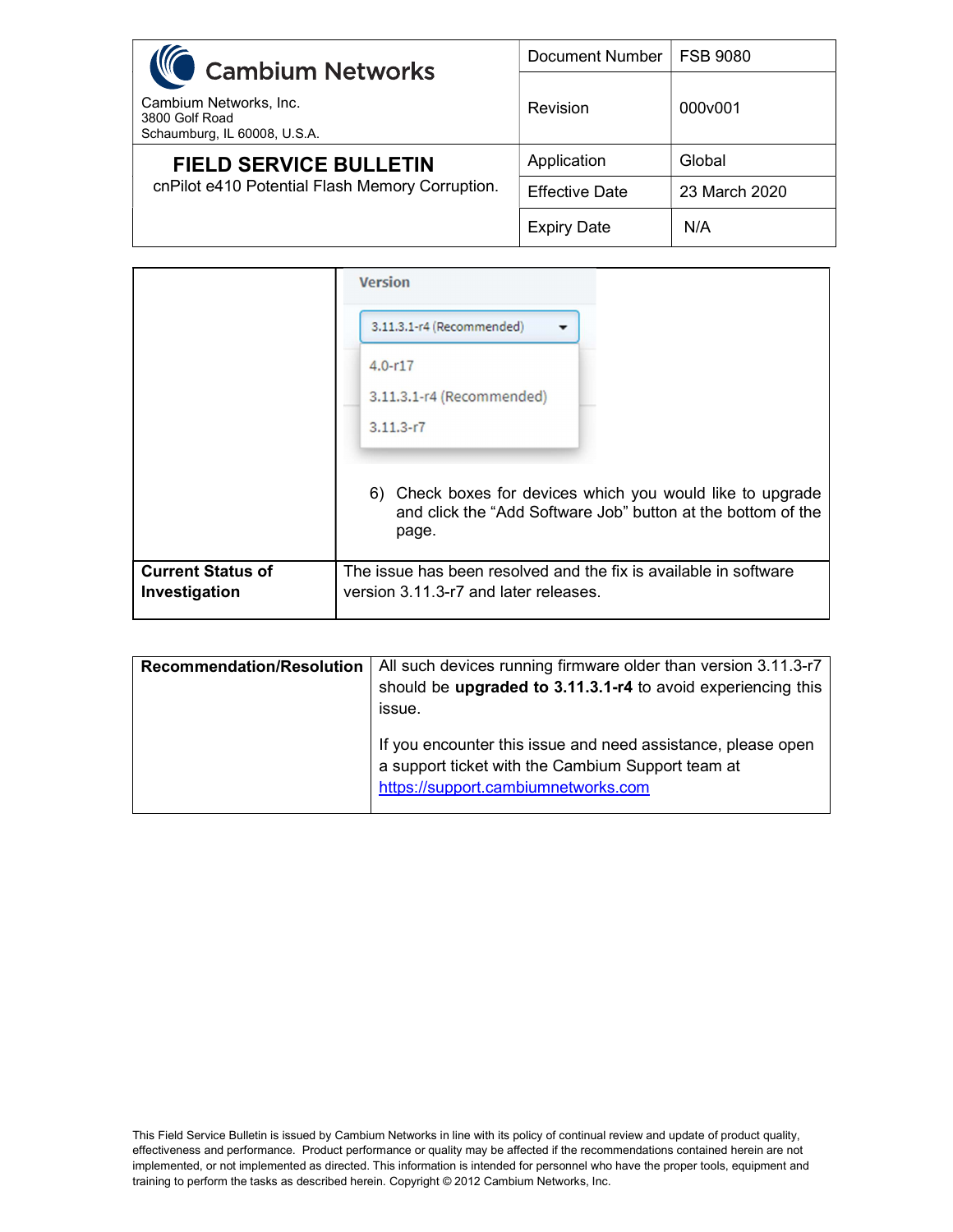| | | | |
|---|---|---|---|
| **Cambium Networks**<br>Cambium Networks, Inc.<br>3800 Golf Road<br>Schaumburg, IL 60008, U.S.A. | | Document Number | FSB 9080 |
| | | Revision | 000v001 |
| **FIELD SERVICE BULLETIN**<br>cnPilot e410 Potential Flash Memory Corruption. | | Application | Global |
| | | Effective Date | 23 March 2020 |
| | | Expiry Date | N/A |

| | |
|---|---|
| | Version<br>3.11.3.1-r4 (Recommended)<br>4.0-r17<br>3.11.3.1-r4 (Recommended)<br>3.11.3-r7<br><br>6) Check boxes for devices which you would like to upgrade and click the "Add Software Job" button at the bottom of the page. |
| **Current Status of Investigation** | The issue has been resolved and the fix is available in software version 3.11.3-r7 and later releases. |

| | |
|---|---|
| **Recommendation/Resolution** | All such devices running firmware older than version 3.11.3-r7 should be **upgraded to 3.11.3.1-r4** to avoid experiencing this issue.<br><br>If you encounter this issue and need assistance, please open a support ticket with the Cambium Support team at https://support.cambiumnetworks.com |

This Field Service Bulletin is issued by Cambium Networks in line with its policy of continual review and update of product quality, effectiveness and performance. Product performance or quality may be affected if the recommendations contained herein are not implemented, or not implemented as directed. This information is intended for personnel who have the proper tools, equipment and training to perform the tasks as described herein. Copyright © 2012 Cambium Networks, Inc.